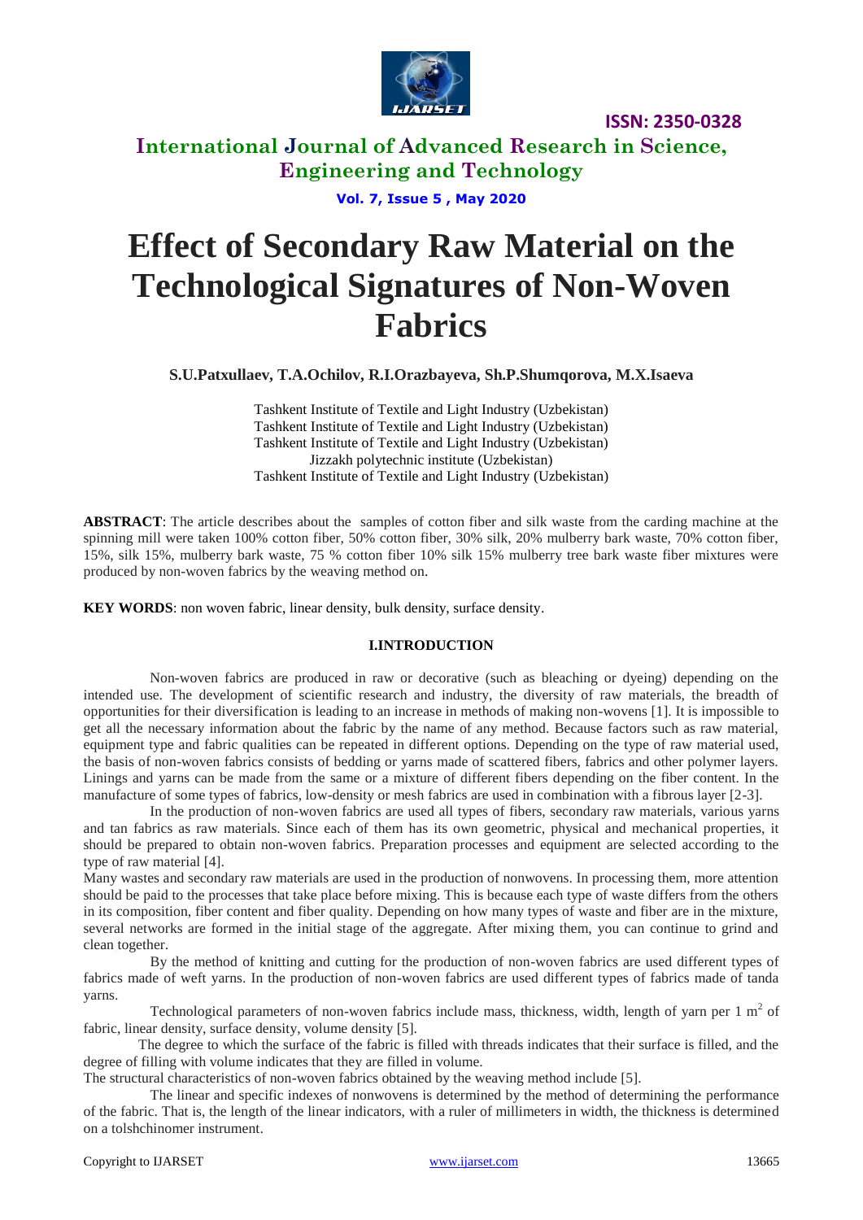# Effect of Secondary Raw Material on the Technological Signatures of Non-Woven Fabrics

**S.U.Patxullaev, T.A.Ochilov, R.I.Orazbayeva, Sh.P.Shumqorova, M.X.Isaeva**

Tashkent Institute of Textile and Light Industry (Uzbekistan)
Tashkent Institute of Textile and Light Industry (Uzbekistan)
Tashkent Institute of Textile and Light Industry (Uzbekistan)
Jizzakh polytechnic institute (Uzbekistan)
Tashkent Institute of Textile and Light Industry (Uzbekistan)

**ABSTRACT**: The article describes about the samples of cotton fiber and silk waste from the carding machine at the spinning mill were taken 100% cotton fiber, 50% cotton fiber, 30% silk, 20% mulberry bark waste, 70% cotton fiber, 15%, silk 15%, mulberry bark waste, 75 % cotton fiber 10% silk 15% mulberry tree bark waste fiber mixtures were produced by non-woven fabrics by the weaving method on.

**KEY WORDS**: non woven fabric, linear density, bulk density, surface density.

## I.INTRODUCTION

Non-woven fabrics are produced in raw or decorative (such as bleaching or dyeing) depending on the intended use. The development of scientific research and industry, the diversity of raw materials, the breadth of opportunities for their diversification is leading to an increase in methods of making non-wovens [1]. It is impossible to get all the necessary information about the fabric by the name of any method. Because factors such as raw material, equipment type and fabric qualities can be repeated in different options. Depending on the type of raw material used, the basis of non-woven fabrics consists of bedding or yarns made of scattered fibers, fabrics and other polymer layers. Linings and yarns can be made from the same or a mixture of different fibers depending on the fiber content. In the manufacture of some types of fabrics, low-density or mesh fabrics are used in combination with a fibrous layer [2-3].

In the production of non-woven fabrics are used all types of fibers, secondary raw materials, various yarns and tan fabrics as raw materials. Since each of them has its own geometric, physical and mechanical properties, it should be prepared to obtain non-woven fabrics. Preparation processes and equipment are selected according to the type of raw material [4].

Many wastes and secondary raw materials are used in the production of nonwovens. In processing them, more attention should be paid to the processes that take place before mixing. This is because each type of waste differs from the others in its composition, fiber content and fiber quality. Depending on how many types of waste and fiber are in the mixture, several networks are formed in the initial stage of the aggregate. After mixing them, you can continue to grind and clean together.

By the method of knitting and cutting for the production of non-woven fabrics are used different types of fabrics made of weft yarns. In the production of non-woven fabrics are used different types of fabrics made of tanda yarns.

Technological parameters of non-woven fabrics include mass, thickness, width, length of yarn per 1 $m^2$ of fabric, linear density, surface density, volume density [5].

The degree to which the surface of the fabric is filled with threads indicates that their surface is filled, and the degree of filling with volume indicates that they are filled in volume.

The structural characteristics of non-woven fabrics obtained by the weaving method include [5].

The linear and specific indexes of nonwovens is determined by the method of determining the performance of the fabric. That is, the length of the linear indicators, with a ruler of millimeters in width, the thickness is determined on a tolshchinomer instrument.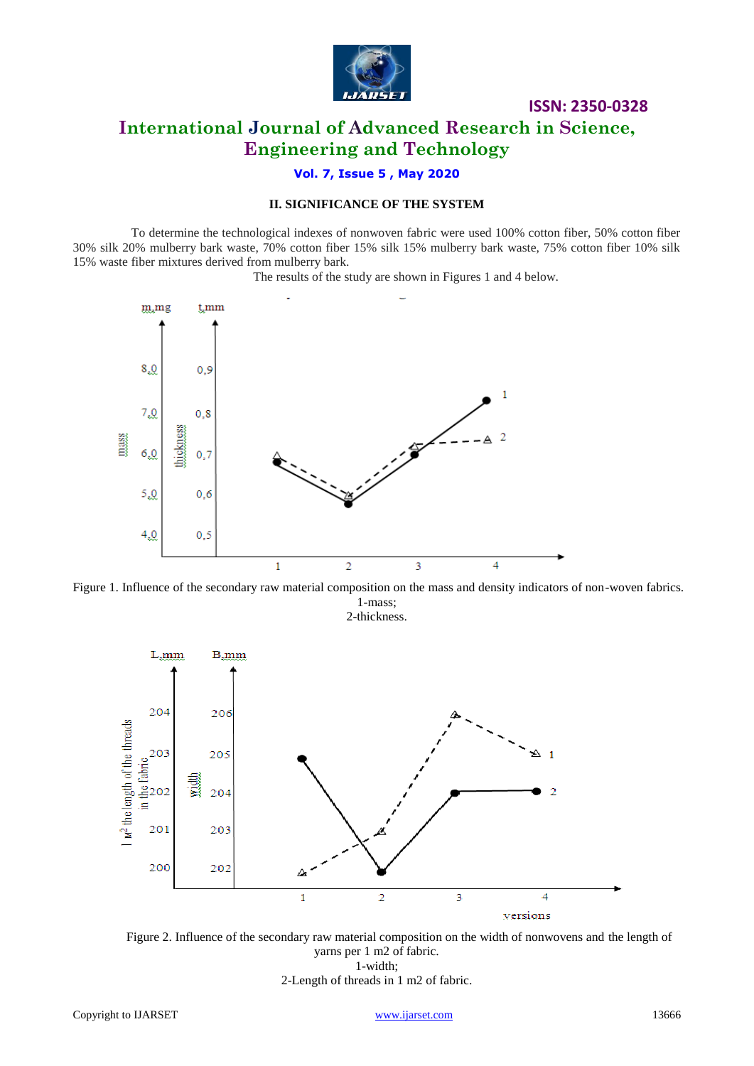## II. SIGNIFICANCE OF THE SYSTEM

To determine the technological indexes of nonwoven fabric were used 100% cotton fiber, 50% cotton fiber 30% silk 20% mulberry bark waste, 70% cotton fiber 15% silk 15% mulberry bark waste, 75% cotton fiber 10% silk 15% waste fiber mixtures derived from mulberry bark.

The results of the study are shown in Figures 1 and 4 below.

Figure 1. Influence of the secondary raw material composition on the mass and density indicators of non-woven fabrics.
1-mass;
2-thickness.

Figure 2. Influence of the secondary raw material composition on the width of nonwovens and the length of yarns per 1 m2 of fabric.
1-width;
2-Length of threads in 1 m2 of fabric.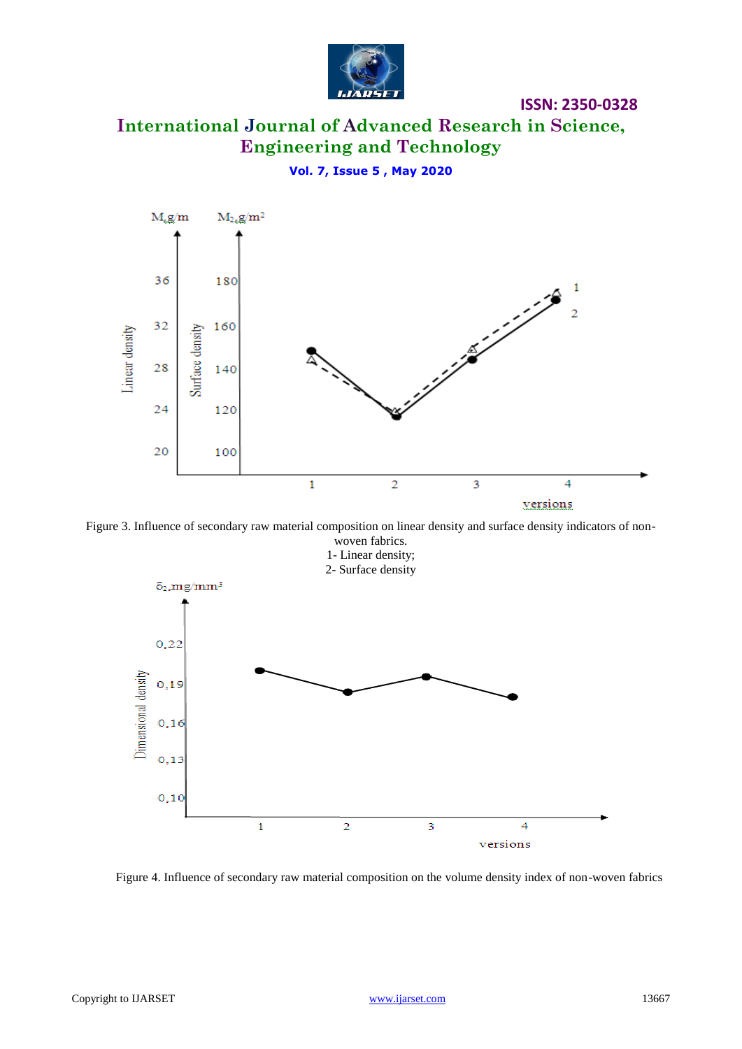Figure 3. Influence of secondary raw material composition on linear density and surface density indicators of non-woven fabrics.

1- Linear density;

2- Surface density

Figure 4. Influence of secondary raw material composition on the volume density index of non-woven fabrics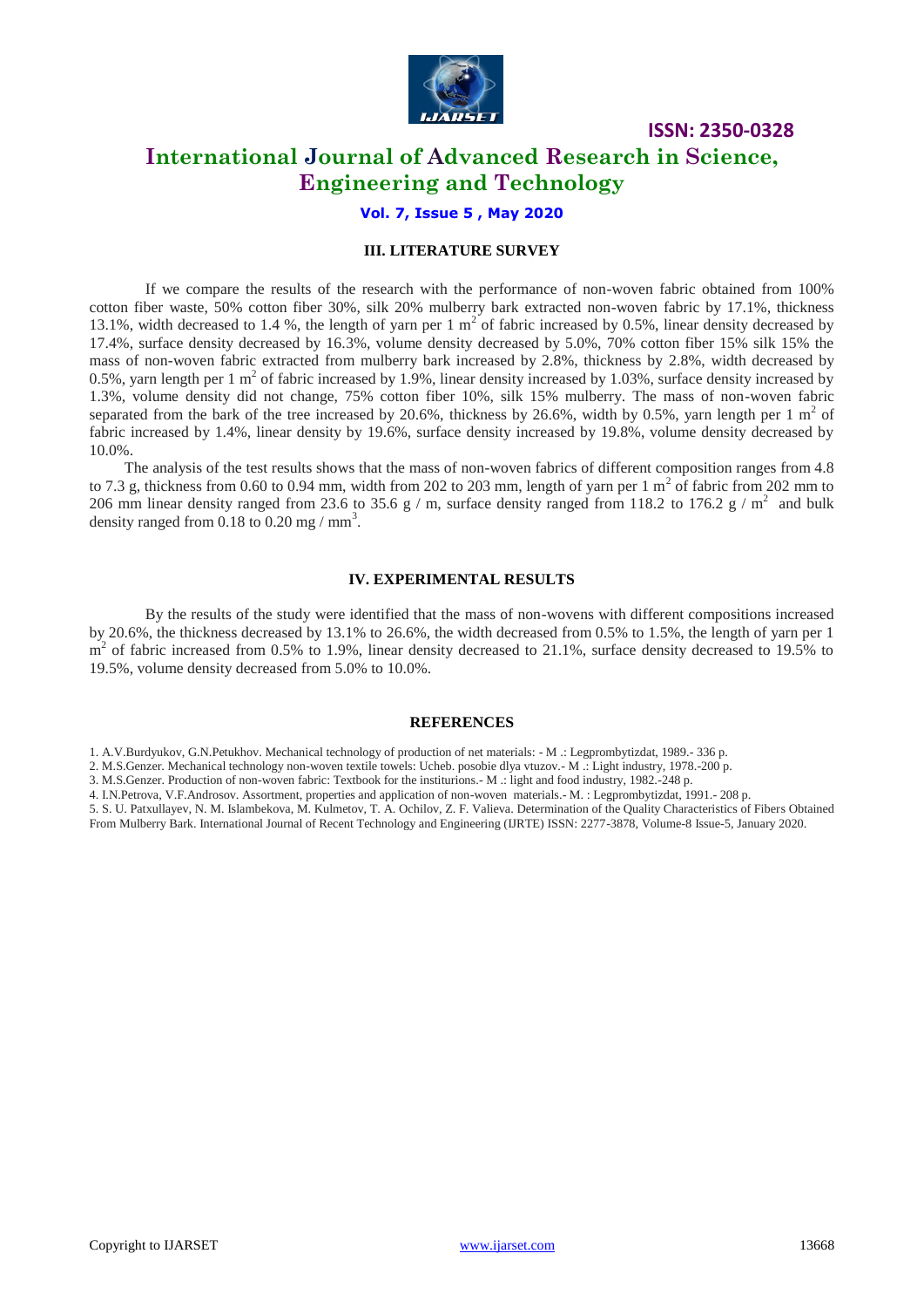### III. LITERATURE SURVEY

If we compare the results of the research with the performance of non-woven fabric obtained from 100% cotton fiber waste, 50% cotton fiber 30%, silk 20% mulberry bark extracted non-woven fabric by 17.1%, thickness 13.1%, width decreased to 1.4 %, the length of yarn per 1 $m^2$ of fabric increased by 0.5%, linear density decreased by 17.4%, surface density decreased by 16.3%, volume density decreased by 5.0%, 70% cotton fiber 15% silk 15% the mass of non-woven fabric extracted from mulberry bark increased by 2.8%, thickness by 2.8%, width decreased by 0.5%, yarn length per 1 $m^2$ of fabric increased by 1.9%, linear density increased by 1.03%, surface density increased by 1.3%, volume density did not change, 75% cotton fiber 10%, silk 15% mulberry. The mass of non-woven fabric separated from the bark of the tree increased by 20.6%, thickness by 26.6%, width by 0.5%, yarn length per 1 $m^2$ of fabric increased by 1.4%, linear density by 19.6%, surface density increased by 19.8%, volume density decreased by 10.0%.

The analysis of the test results shows that the mass of non-woven fabrics of different composition ranges from 4.8 to 7.3 g, thickness from 0.60 to 0.94 mm, width from 202 to 203 mm, length of yarn per 1 $m^2$ of fabric from 202 mm to 206 mm linear density ranged from 23.6 to 35.6 g / m, surface density ranged from 118.2 to 176.2 g / $m^2$ and bulk density ranged from 0.18 to 0.20 mg / $mm^3$.

### IV. EXPERIMENTAL RESULTS

By the results of the study were identified that the mass of non-wovens with different compositions increased by 20.6%, the thickness decreased by 13.1% to 26.6%, the width decreased from 0.5% to 1.5%, the length of yarn per 1 $m^2$ of fabric increased from 0.5% to 1.9%, linear density decreased to 21.1%, surface density decreased to 19.5% to 19.5%, volume density decreased from 5.0% to 10.0%.

### REFERENCES

1. A.V.Burdyukov, G.N.Petukhov. Mechanical technology of production of net materials: - M .: Legprombytizdat, 1989.- 336 p.
2. M.S.Genzer. Mechanical technology non-woven textile towels: Ucheb. posobie dlya vtuzov.- M .: Light industry, 1978.-200 p.
3. M.S.Genzer. Production of non-woven fabric: Textbook for the institurions.- M .: light and food industry, 1982.-248 p.
4. I.N.Petrova, V.F.Androsov. Assortment, properties and application of non-woven materials.- M. : Legprombytizdat, 1991.- 208 p.
5. S. U. Patxullayev, N. M. Islambekova, M. Kulmetov, T. A. Ochilov, Z. F. Valieva. Determination of the Quality Characteristics of Fibers Obtained From Mulberry Bark. International Journal of Recent Technology and Engineering (IJRTE) ISSN: 2277-3878, Volume-8 Issue-5, January 2020.